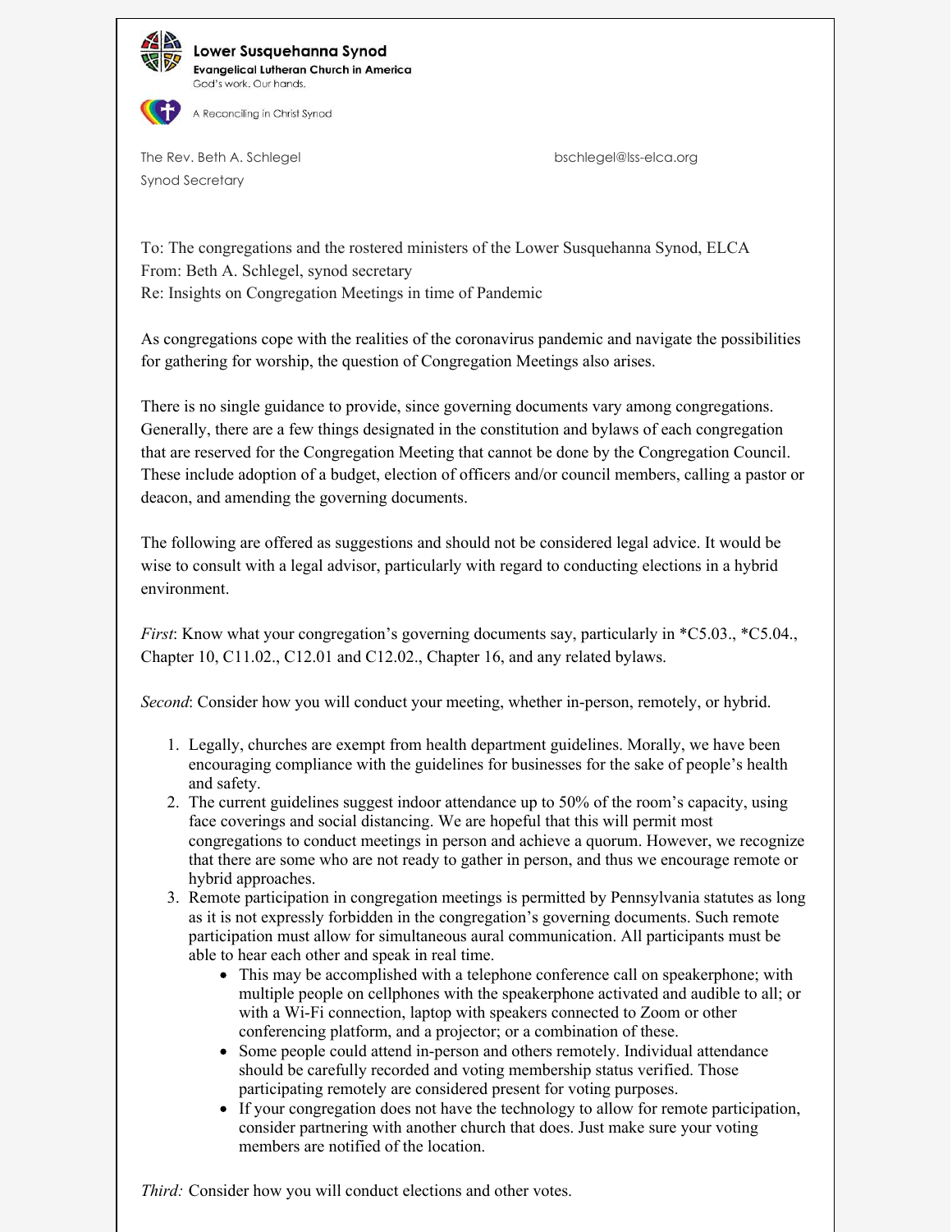**Lower Susquehanna Synod**
**Evangelical Lutheran Church in America**
God's work. Our hands.

A Reconciling in Christ Synod

The Rev. Beth A. Schlegel
Synod Secretary

bschlegel@lss-elca.org

To: The congregations and the rostered ministers of the Lower Susquehanna Synod, ELCA
From: Beth A. Schlegel, synod secretary
Re: Insights on Congregation Meetings in time of Pandemic

As congregations cope with the realities of the coronavirus pandemic and navigate the possibilities for gathering for worship, the question of Congregation Meetings also arises.

There is no single guidance to provide, since governing documents vary among congregations. Generally, there are a few things designated in the constitution and bylaws of each congregation that are reserved for the Congregation Meeting that cannot be done by the Congregation Council. These include adoption of a budget, election of officers and/or council members, calling a pastor or deacon, and amending the governing documents.

The following are offered as suggestions and should not be considered legal advice. It would be wise to consult with a legal advisor, particularly with regard to conducting elections in a hybrid environment.

*First*: Know what your congregation's governing documents say, particularly in *C5.03., *C5.04., Chapter 10, C11.02., C12.01 and C12.02., Chapter 16, and any related bylaws.

*Second*: Consider how you will conduct your meeting, whether in-person, remotely, or hybrid.

1. Legally, churches are exempt from health department guidelines. Morally, we have been encouraging compliance with the guidelines for businesses for the sake of people's health and safety.
2. The current guidelines suggest indoor attendance up to 50% of the room's capacity, using face coverings and social distancing. We are hopeful that this will permit most congregations to conduct meetings in person and achieve a quorum. However, we recognize that there are some who are not ready to gather in person, and thus we encourage remote or hybrid approaches.
3. Remote participation in congregation meetings is permitted by Pennsylvania statutes as long as it is not expressly forbidden in the congregation's governing documents. Such remote participation must allow for simultaneous aural communication. All participants must be able to hear each other and speak in real time.
   - This may be accomplished with a telephone conference call on speakerphone; with multiple people on cellphones with the speakerphone activated and audible to all; or with a Wi-Fi connection, laptop with speakers connected to Zoom or other conferencing platform, and a projector; or a combination of these.
   - Some people could attend in-person and others remotely. Individual attendance should be carefully recorded and voting membership status verified. Those participating remotely are considered present for voting purposes.
   - If your congregation does not have the technology to allow for remote participation, consider partnering with another church that does. Just make sure your voting members are notified of the location.

*Third:* Consider how you will conduct elections and other votes.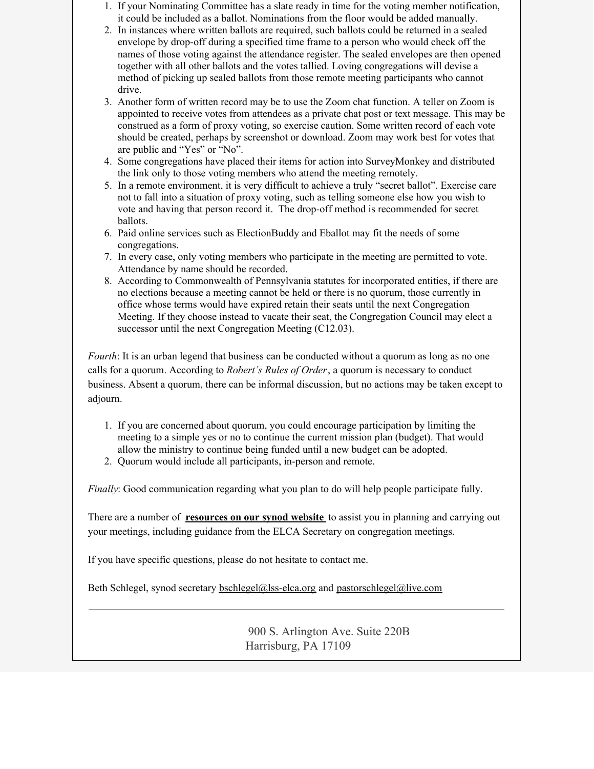1. If your Nominating Committee has a slate ready in time for the voting member notification, it could be included as a ballot. Nominations from the floor would be added manually.
2. In instances where written ballots are required, such ballots could be returned in a sealed envelope by drop-off during a specified time frame to a person who would check off the names of those voting against the attendance register. The sealed envelopes are then opened together with all other ballots and the votes tallied. Loving congregations will devise a method of picking up sealed ballots from those remote meeting participants who cannot drive.
3. Another form of written record may be to use the Zoom chat function. A teller on Zoom is appointed to receive votes from attendees as a private chat post or text message. This may be construed as a form of proxy voting, so exercise caution. Some written record of each vote should be created, perhaps by screenshot or download. Zoom may work best for votes that are public and "Yes" or "No".
4. Some congregations have placed their items for action into SurveyMonkey and distributed the link only to those voting members who attend the meeting remotely.
5. In a remote environment, it is very difficult to achieve a truly "secret ballot". Exercise care not to fall into a situation of proxy voting, such as telling someone else how you wish to vote and having that person record it. The drop-off method is recommended for secret ballots.
6. Paid online services such as ElectionBuddy and Eballot may fit the needs of some congregations.
7. In every case, only voting members who participate in the meeting are permitted to vote. Attendance by name should be recorded.
8. According to Commonwealth of Pennsylvania statutes for incorporated entities, if there are no elections because a meeting cannot be held or there is no quorum, those currently in office whose terms would have expired retain their seats until the next Congregation Meeting. If they choose instead to vacate their seat, the Congregation Council may elect a successor until the next Congregation Meeting (C12.03).

*Fourth*: It is an urban legend that business can be conducted without a quorum as long as no one calls for a quorum. According to *Robert's Rules of Order*, a quorum is necessary to conduct business. Absent a quorum, there can be informal discussion, but no actions may be taken except to adjourn.

1. If you are concerned about quorum, you could encourage participation by limiting the meeting to a simple yes or no to continue the current mission plan (budget). That would allow the ministry to continue being funded until a new budget can be adopted.
2. Quorum would include all participants, in-person and remote.

*Finally*: Good communication regarding what you plan to do will help people participate fully.

There are a number of **resources on our synod website** to assist you in planning and carrying out your meetings, including guidance from the ELCA Secretary on congregation meetings.

If you have specific questions, please do not hesitate to contact me.

Beth Schlegel, synod secretary bschlegel@lss-elca.org and pastorschlegel@live.com

---

900 S. Arlington Ave. Suite 220B
Harrisburg, PA 17109